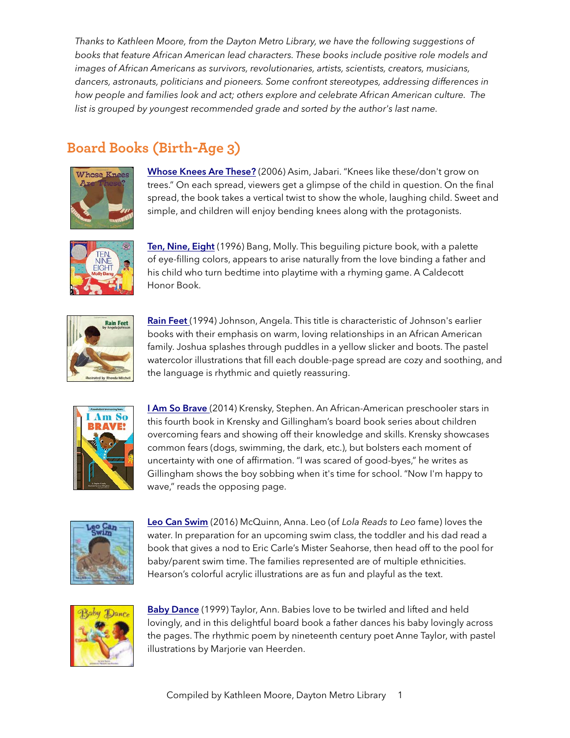*Thanks to Kathleen Moore, from the Dayton Metro Library, we have the following suggestions of books that feature African American lead characters. These books include positive role models and images of African Americans as survivors, revolutionaries, artists, scientists, creators, musicians, dancers, astronauts, politicians and pioneers. Some confront stereotypes, addressing differences in how people and families look and act; others explore and celebrate African American culture. The list is grouped by youngest recommended grade and sorted by the author's last name.*

## Board Books (Birth-Age 3)

**Whose Knees Are These?** (2006) Asim, Jabari. "Knees like these/don't grow on trees." On each spread, viewers get a glimpse of the child in question. On the final spread, the book takes a vertical twist to show the whole, laughing child. Sweet and simple, and children will enjoy bending knees along with the protagonists.

**Ten, Nine, Eight** (1996) Bang, Molly. This beguiling picture book, with a palette of eye-filling colors, appears to arise naturally from the love binding a father and his child who turn bedtime into playtime with a rhyming game. A Caldecott Honor Book.

**Rain Feet** (1994) Johnson, Angela. This title is characteristic of Johnson's earlier books with their emphasis on warm, loving relationships in an African American family. Joshua splashes through puddles in a yellow slicker and boots. The pastel watercolor illustrations that fill each double-page spread are cozy and soothing, and the language is rhythmic and quietly reassuring.

**I Am So Brave** (2014) Krensky, Stephen. An African-American preschooler stars in this fourth book in Krensky and Gillingham's board book series about children overcoming fears and showing off their knowledge and skills. Krensky showcases common fears (dogs, swimming, the dark, etc.), but bolsters each moment of uncertainty with one of affirmation. "I was scared of good-byes," he writes as Gillingham shows the boy sobbing when it's time for school. "Now I'm happy to wave," reads the opposing page.

**Leo Can Swim** (2016) McQuinn, Anna. Leo (of *Lola Reads to Leo* fame) loves the water. In preparation for an upcoming swim class, the toddler and his dad read a book that gives a nod to Eric Carle's Mister Seahorse, then head off to the pool for baby/parent swim time. The families represented are of multiple ethnicities. Hearson's colorful acrylic illustrations are as fun and playful as the text.

**Baby Dance** (1999) Taylor, Ann. Babies love to be twirled and lifted and held lovingly, and in this delightful board book a father dances his baby lovingly across the pages. The rhythmic poem by nineteenth century poet Anne Taylor, with pastel illustrations by Marjorie van Heerden.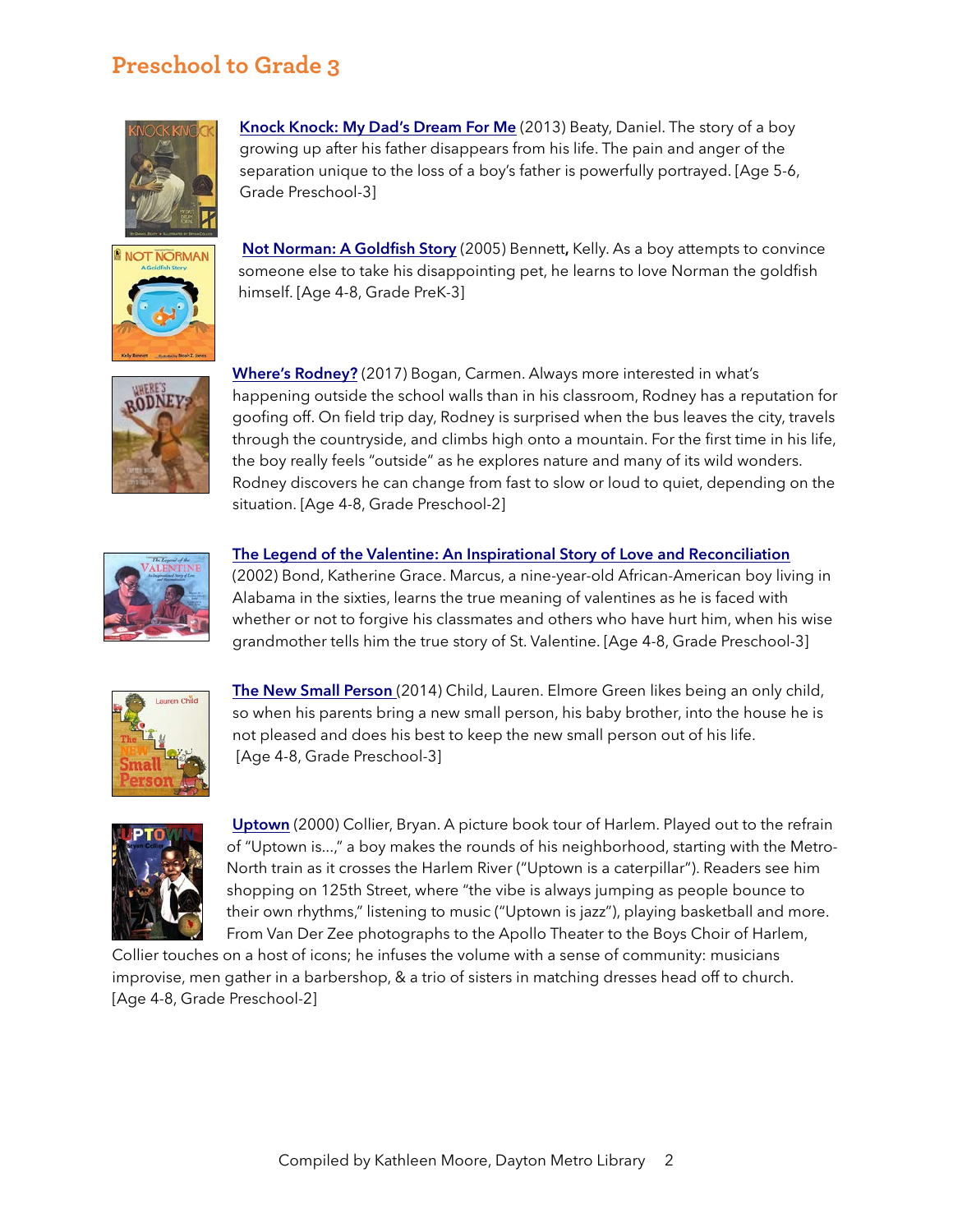## Preschool to Grade 3

**Knock Knock: My Dad's Dream For Me** (2013) Beaty, Daniel. The story of a boy growing up after his father disappears from his life. The pain and anger of the separation unique to the loss of a boy's father is powerfully portrayed. [Age 5-6, Grade Preschool-3]

**Not Norman: A Goldfish Story** (2005) Bennett**,** Kelly. As a boy attempts to convince someone else to take his disappointing pet, he learns to love Norman the goldfish himself. [Age 4-8, Grade PreK-3]

**Where's Rodney?** (2017) Bogan, Carmen. Always more interested in what's happening outside the school walls than in his classroom, Rodney has a reputation for goofing off. On field trip day, Rodney is surprised when the bus leaves the city, travels through the countryside, and climbs high onto a mountain. For the first time in his life, the boy really feels "outside" as he explores nature and many of its wild wonders. Rodney discovers he can change from fast to slow or loud to quiet, depending on the situation. [Age 4-8, Grade Preschool-2]

**The Legend of the Valentine: An Inspirational Story of Love and Reconciliation** (2002) Bond, Katherine Grace. Marcus, a nine-year-old African-American boy living in Alabama in the sixties, learns the true meaning of valentines as he is faced with whether or not to forgive his classmates and others who have hurt him, when his wise grandmother tells him the true story of St. Valentine. [Age 4-8, Grade Preschool-3]

**The New Small Person** (2014) Child, Lauren. Elmore Green likes being an only child, so when his parents bring a new small person, his baby brother, into the house he is not pleased and does his best to keep the new small person out of his life. [Age 4-8, Grade Preschool-3]

**Uptown** (2000) Collier, Bryan. A picture book tour of Harlem. Played out to the refrain of "Uptown is...," a boy makes the rounds of his neighborhood, starting with the Metro-North train as it crosses the Harlem River ("Uptown is a caterpillar"). Readers see him shopping on 125th Street, where "the vibe is always jumping as people bounce to their own rhythms," listening to music ("Uptown is jazz"), playing basketball and more. From Van Der Zee photographs to the Apollo Theater to the Boys Choir of Harlem, Collier touches on a host of icons; he infuses the volume with a sense of community: musicians improvise, men gather in a barbershop, & a trio of sisters in matching dresses head off to church. [Age 4-8, Grade Preschool-2]

Compiled by Kathleen Moore, Dayton Metro Library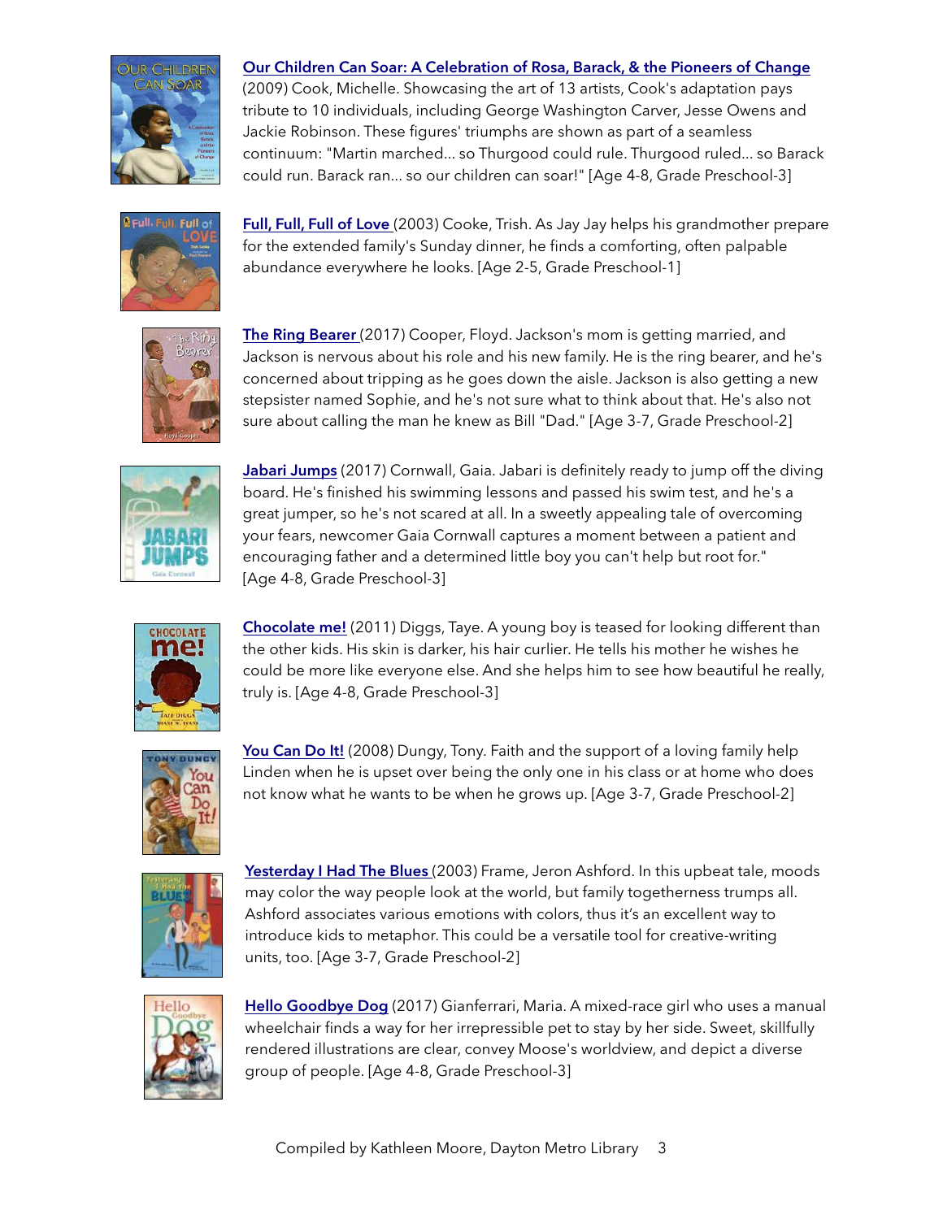**Our Children Can Soar: A Celebration of Rosa, Barack, & the Pioneers of Change** (2009) Cook, Michelle. Showcasing the art of 13 artists, Cook's adaptation pays tribute to 10 individuals, including George Washington Carver, Jesse Owens and Jackie Robinson. These figures' triumphs are shown as part of a seamless continuum: "Martin marched... so Thurgood could rule. Thurgood ruled... so Barack could run. Barack ran... so our children can soar!" [Age 4-8, Grade Preschool-3]

**Full, Full, Full of Love** (2003) Cooke, Trish. As Jay Jay helps his grandmother prepare for the extended family's Sunday dinner, he finds a comforting, often palpable abundance everywhere he looks. [Age 2-5, Grade Preschool-1]

**The Ring Bearer** (2017) Cooper, Floyd. Jackson's mom is getting married, and Jackson is nervous about his role and his new family. He is the ring bearer, and he's concerned about tripping as he goes down the aisle. Jackson is also getting a new stepsister named Sophie, and he's not sure what to think about that. He's also not sure about calling the man he knew as Bill "Dad." [Age 3-7, Grade Preschool-2]

**Jabari Jumps** (2017) Cornwall, Gaia. Jabari is definitely ready to jump off the diving board. He's finished his swimming lessons and passed his swim test, and he's a great jumper, so he's not scared at all. In a sweetly appealing tale of overcoming your fears, newcomer Gaia Cornwall captures a moment between a patient and encouraging father and a determined little boy you can't help but root for." [Age 4-8, Grade Preschool-3]

**Chocolate me!** (2011) Diggs, Taye. A young boy is teased for looking different than the other kids. His skin is darker, his hair curlier. He tells his mother he wishes he could be more like everyone else. And she helps him to see how beautiful he really, truly is. [Age 4-8, Grade Preschool-3]

**You Can Do It!** (2008) Dungy, Tony. Faith and the support of a loving family help Linden when he is upset over being the only one in his class or at home who does not know what he wants to be when he grows up. [Age 3-7, Grade Preschool-2]

**Yesterday I Had The Blues** (2003) Frame, Jeron Ashford. In this upbeat tale, moods may color the way people look at the world, but family togetherness trumps all. Ashford associates various emotions with colors, thus it's an excellent way to introduce kids to metaphor. This could be a versatile tool for creative-writing units, too. [Age 3-7, Grade Preschool-2]

**Hello Goodbye Dog** (2017) Gianferrari, Maria. A mixed-race girl who uses a manual wheelchair finds a way for her irrepressible pet to stay by her side. Sweet, skillfully rendered illustrations are clear, convey Moose's worldview, and depict a diverse group of people. [Age 4-8, Grade Preschool-3]

Compiled by Kathleen Moore, Dayton Metro Library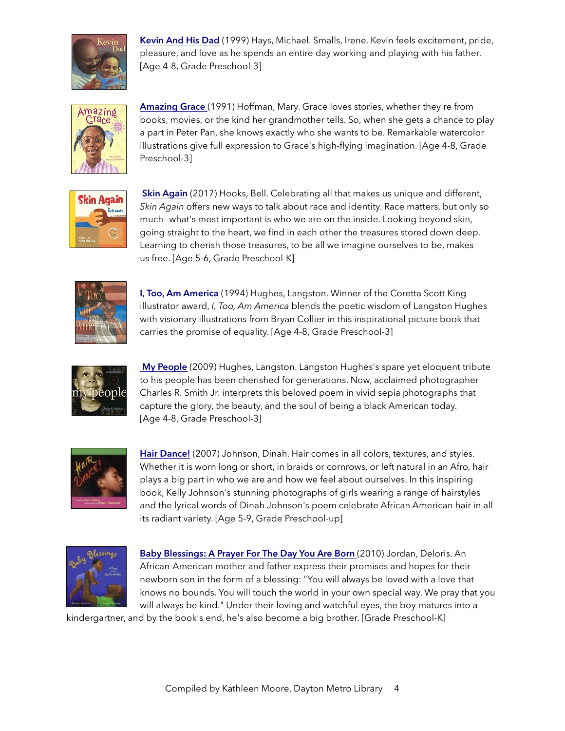**Kevin And His Dad** (1999) Hays, Michael. Smalls, Irene. Kevin feels excitement, pride, pleasure, and love as he spends an entire day working and playing with his father. [Age 4-8, Grade Preschool-3]

**Amazing Grace** (1991) Hoffman, Mary. Grace loves stories, whether they're from books, movies, or the kind her grandmother tells. So, when she gets a chance to play a part in Peter Pan, she knows exactly who she wants to be. Remarkable watercolor illustrations give full expression to Grace's high-flying imagination. [Age 4-8, Grade Preschool-3]

**Skin Again** (2017) Hooks, Bell. Celebrating all that makes us unique and different, *Skin Again* offers new ways to talk about race and identity. Race matters, but only so much--what's most important is who we are on the inside. Looking beyond skin, going straight to the heart, we find in each other the treasures stored down deep. Learning to cherish those treasures, to be all we imagine ourselves to be, makes us free. [Age 5-6, Grade Preschool-K]

**I, Too, Am America** (1994) Hughes, Langston. Winner of the Coretta Scott King illustrator award, *I, Too, Am America* blends the poetic wisdom of Langston Hughes with visionary illustrations from Bryan Collier in this inspirational picture book that carries the promise of equality. [Age 4-8, Grade Preschool-3]

**My People** (2009) Hughes, Langston. Langston Hughes's spare yet eloquent tribute to his people has been cherished for generations. Now, acclaimed photographer Charles R. Smith Jr. interprets this beloved poem in vivid sepia photographs that capture the glory, the beauty, and the soul of being a black American today. [Age 4-8, Grade Preschool-3]

**Hair Dance!** (2007) Johnson, Dinah. Hair comes in all colors, textures, and styles. Whether it is worn long or short, in braids or cornrows, or left natural in an Afro, hair plays a big part in who we are and how we feel about ourselves. In this inspiring book, Kelly Johnson's stunning photographs of girls wearing a range of hairstyles and the lyrical words of Dinah Johnson's poem celebrate African American hair in all its radiant variety. [Age 5-9, Grade Preschool-up]

**Baby Blessings: A Prayer For The Day You Are Born** (2010) Jordan, Deloris. An African-American mother and father express their promises and hopes for their newborn son in the form of a blessing: "You will always be loved with a love that knows no bounds. You will touch the world in your own special way. We pray that you will always be kind." Under their loving and watchful eyes, the boy matures into a kindergartner, and by the book's end, he's also become a big brother. [Grade Preschool-K]

Compiled by Kathleen Moore, Dayton Metro Library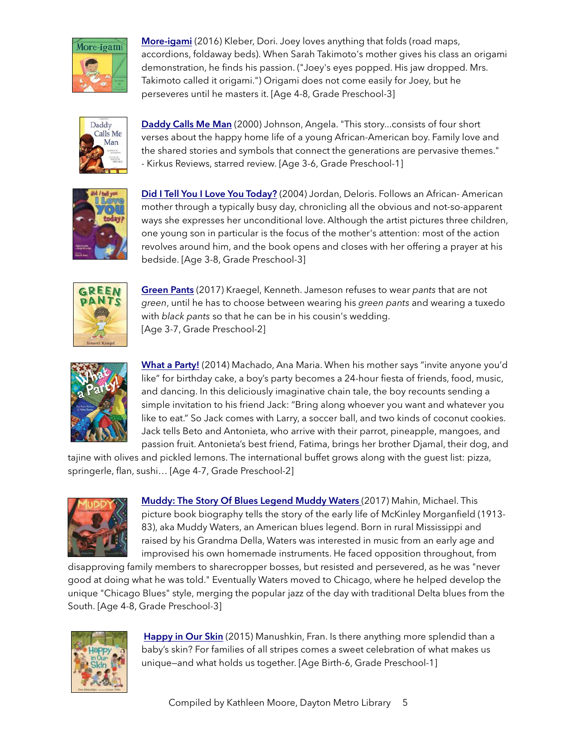**More-igami** (2016) Kleber, Dori. Joey loves anything that folds (road maps, accordions, foldaway beds). When Sarah Takimoto's mother gives his class an origami demonstration, he finds his passion. ("Joey's eyes popped. His jaw dropped. Mrs. Takimoto called it origami.") Origami does not come easily for Joey, but he perseveres until he masters it. [Age 4-8, Grade Preschool-3]

**Daddy Calls Me Man** (2000) Johnson, Angela. "This story...consists of four short verses about the happy home life of a young African-American boy. Family love and the shared stories and symbols that connect the generations are pervasive themes." - Kirkus Reviews, starred review. [Age 3-6, Grade Preschool-1]

**Did I Tell You I Love You Today?** (2004) Jordan, Deloris. Follows an African- American mother through a typically busy day, chronicling all the obvious and not-so-apparent ways she expresses her unconditional love. Although the artist pictures three children, one young son in particular is the focus of the mother's attention: most of the action revolves around him, and the book opens and closes with her offering a prayer at his bedside. [Age 3-8, Grade Preschool-3]

**Green Pants** (2017) Kraegel, Kenneth. Jameson refuses to wear *pants* that are not *green*, until he has to choose between wearing his *green pants* and wearing a tuxedo with *black pants* so that he can be in his cousin's wedding. [Age 3-7, Grade Preschool-2]

**What a Party!** (2014) Machado, Ana Maria. When his mother says "invite anyone you'd like" for birthday cake, a boy's party becomes a 24-hour fiesta of friends, food, music, and dancing. In this deliciously imaginative chain tale, the boy recounts sending a simple invitation to his friend Jack: "Bring along whoever you want and whatever you like to eat." So Jack comes with Larry, a soccer ball, and two kinds of coconut cookies. Jack tells Beto and Antonieta, who arrive with their parrot, pineapple, mangoes, and passion fruit. Antonieta's best friend, Fatima, brings her brother Djamal, their dog, and tajine with olives and pickled lemons. The international buffet grows along with the guest list: pizza, springerle, flan, sushi… [Age 4-7, Grade Preschool-2]

**Muddy: The Story Of Blues Legend Muddy Waters** (2017) Mahin, Michael. This picture book biography tells the story of the early life of McKinley Morganfield (1913-83), aka Muddy Waters, an American blues legend. Born in rural Mississippi and raised by his Grandma Della, Waters was interested in music from an early age and improvised his own homemade instruments. He faced opposition throughout, from disapproving family members to sharecropper bosses, but resisted and persevered, as he was "never good at doing what he was told." Eventually Waters moved to Chicago, where he helped develop the unique "Chicago Blues" style, merging the popular jazz of the day with traditional Delta blues from the South. [Age 4-8, Grade Preschool-3]

**Happy in Our Skin** (2015) Manushkin, Fran. Is there anything more splendid than a baby's skin? For families of all stripes comes a sweet celebration of what makes us unique—and what holds us together. [Age Birth-6, Grade Preschool-1]

Compiled by Kathleen Moore, Dayton Metro Library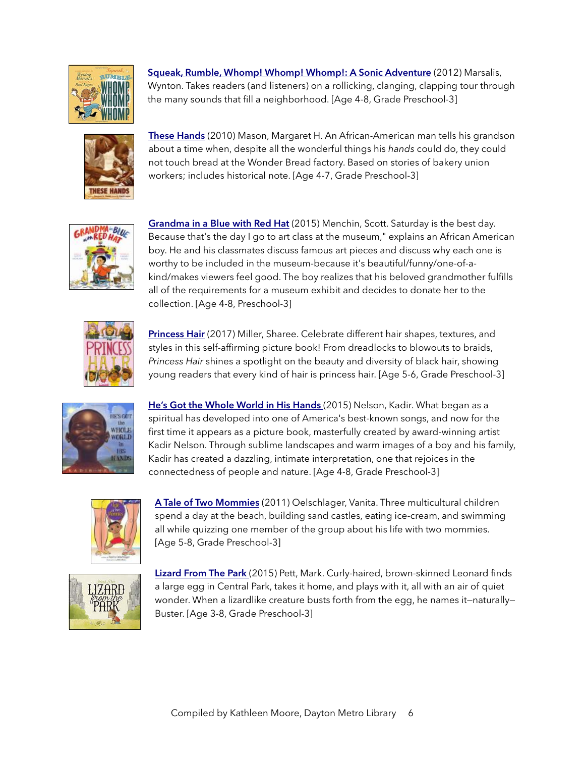**Squeak, Rumble, Whomp! Whomp! Whomp!: A Sonic Adventure** (2012) Marsalis, Wynton. Takes readers (and listeners) on a rollicking, clanging, clapping tour through the many sounds that fill a neighborhood. [Age 4-8, Grade Preschool-3]

**These Hands** (2010) Mason, Margaret H. An African-American man tells his grandson about a time when, despite all the wonderful things his *hands* could do, they could not touch bread at the Wonder Bread factory. Based on stories of bakery union workers; includes historical note. [Age 4-7, Grade Preschool-3]

**Grandma in a Blue with Red Hat** (2015) Menchin, Scott. Saturday is the best day. Because that's the day I go to art class at the museum," explains an African American boy. He and his classmates discuss famous art pieces and discuss why each one is worthy to be included in the museum-because it's beautiful/funny/one-of-a-kind/makes viewers feel good. The boy realizes that his beloved grandmother fulfills all of the requirements for a museum exhibit and decides to donate her to the collection. [Age 4-8, Preschool-3]

**Princess Hair** (2017) Miller, Sharee. Celebrate different hair shapes, textures, and styles in this self-affirming picture book! From dreadlocks to blowouts to braids, *Princess Hair* shines a spotlight on the beauty and diversity of black hair, showing young readers that every kind of hair is princess hair. [Age 5-6, Grade Preschool-3]

**He's Got the Whole World in His Hands** (2015) Nelson, Kadir. What began as a spiritual has developed into one of America's best-known songs, and now for the first time it appears as a picture book, masterfully created by award-winning artist Kadir Nelson. Through sublime landscapes and warm images of a boy and his family, Kadir has created a dazzling, intimate interpretation, one that rejoices in the connectedness of people and nature. [Age 4-8, Grade Preschool-3]

**A Tale of Two Mommies** (2011) Oelschlager, Vanita. Three multicultural children spend a day at the beach, building sand castles, eating ice-cream, and swimming all while quizzing one member of the group about his life with two mommies. [Age 5-8, Grade Preschool-3]

**Lizard From The Park** (2015) Pett, Mark. Curly-haired, brown-skinned Leonard finds a large egg in Central Park, takes it home, and plays with it, all with an air of quiet wonder. When a lizardlike creature busts forth from the egg, he names it—naturally—Buster. [Age 3-8, Grade Preschool-3]

Compiled by Kathleen Moore, Dayton Metro Library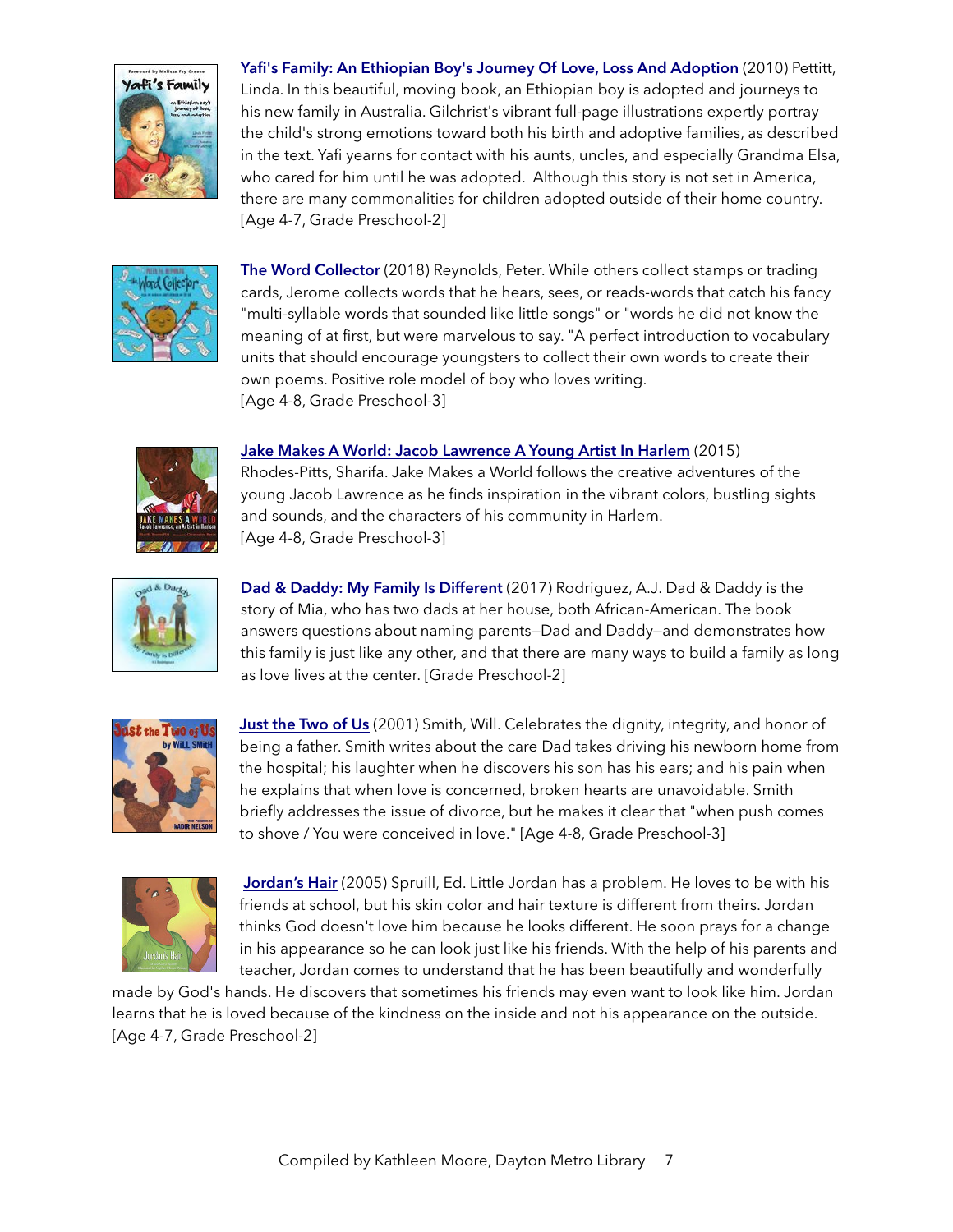**Yafi's Family: An Ethiopian Boy's Journey Of Love, Loss And Adoption** (2010) Pettitt, Linda. In this beautiful, moving book, an Ethiopian boy is adopted and journeys to his new family in Australia. Gilchrist's vibrant full-page illustrations expertly portray the child's strong emotions toward both his birth and adoptive families, as described in the text. Yafi yearns for contact with his aunts, uncles, and especially Grandma Elsa, who cared for him until he was adopted. Although this story is not set in America, there are many commonalities for children adopted outside of their home country. [Age 4-7, Grade Preschool-2]

**The Word Collector** (2018) Reynolds, Peter. While others collect stamps or trading cards, Jerome collects words that he hears, sees, or reads-words that catch his fancy "multi-syllable words that sounded like little songs" or "words he did not know the meaning of at first, but were marvelous to say. "A perfect introduction to vocabulary units that should encourage youngsters to collect their own words to create their own poems. Positive role model of boy who loves writing. [Age 4-8, Grade Preschool-3]

**Jake Makes A World: Jacob Lawrence A Young Artist In Harlem** (2015) Rhodes-Pitts, Sharifa. Jake Makes a World follows the creative adventures of the young Jacob Lawrence as he finds inspiration in the vibrant colors, bustling sights and sounds, and the characters of his community in Harlem. [Age 4-8, Grade Preschool-3]

**Dad & Daddy: My Family Is Different** (2017) Rodriguez, A.J. Dad & Daddy is the story of Mia, who has two dads at her house, both African-American. The book answers questions about naming parents—Dad and Daddy—and demonstrates how this family is just like any other, and that there are many ways to build a family as long as love lives at the center. [Grade Preschool-2]

**Just the Two of Us** (2001) Smith, Will. Celebrates the dignity, integrity, and honor of being a father. Smith writes about the care Dad takes driving his newborn home from the hospital; his laughter when he discovers his son has his ears; and his pain when he explains that when love is concerned, broken hearts are unavoidable. Smith briefly addresses the issue of divorce, but he makes it clear that "when push comes to shove / You were conceived in love." [Age 4-8, Grade Preschool-3]

**Jordan's Hair** (2005) Spruill, Ed. Little Jordan has a problem. He loves to be with his friends at school, but his skin color and hair texture is different from theirs. Jordan thinks God doesn't love him because he looks different. He soon prays for a change in his appearance so he can look just like his friends. With the help of his parents and teacher, Jordan comes to understand that he has been beautifully and wonderfully made by God's hands. He discovers that sometimes his friends may even want to look like him. Jordan learns that he is loved because of the kindness on the inside and not his appearance on the outside. [Age 4-7, Grade Preschool-2]

Compiled by Kathleen Moore, Dayton Metro Library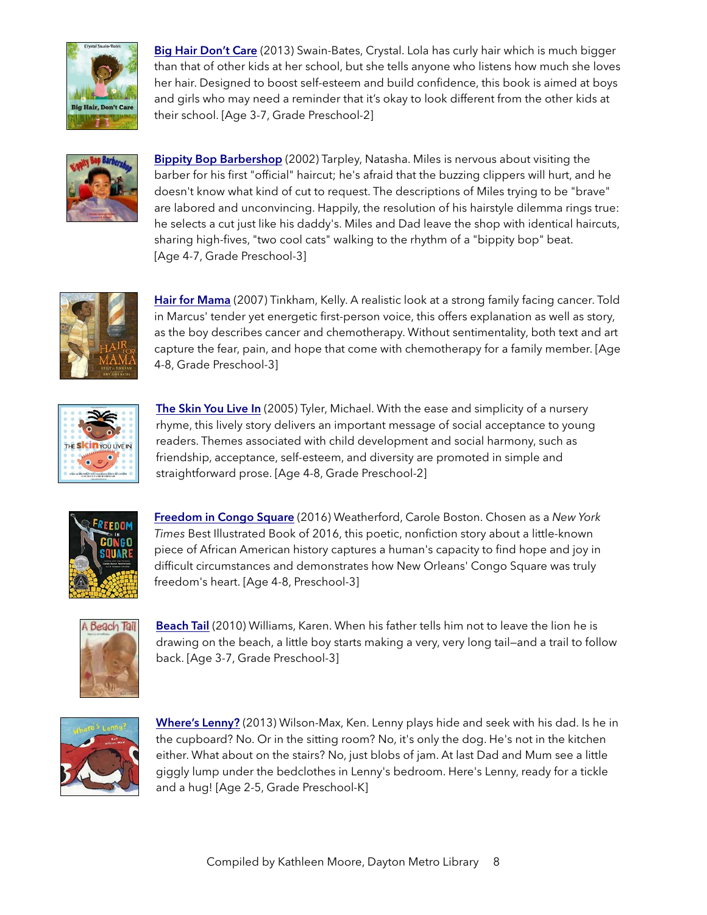**Big Hair Don't Care** (2013) Swain-Bates, Crystal. Lola has curly hair which is much bigger than that of other kids at her school, but she tells anyone who listens how much she loves her hair. Designed to boost self-esteem and build confidence, this book is aimed at boys and girls who may need a reminder that it's okay to look different from the other kids at their school. [Age 3-7, Grade Preschool-2]

**Bippity Bop Barbershop** (2002) Tarpley, Natasha. Miles is nervous about visiting the barber for his first "official" haircut; he's afraid that the buzzing clippers will hurt, and he doesn't know what kind of cut to request. The descriptions of Miles trying to be "brave" are labored and unconvincing. Happily, the resolution of his hairstyle dilemma rings true: he selects a cut just like his daddy's. Miles and Dad leave the shop with identical haircuts, sharing high-fives, "two cool cats" walking to the rhythm of a "bippity bop" beat. [Age 4-7, Grade Preschool-3]

**Hair for Mama** (2007) Tinkham, Kelly. A realistic look at a strong family facing cancer. Told in Marcus' tender yet energetic first-person voice, this offers explanation as well as story, as the boy describes cancer and chemotherapy. Without sentimentality, both text and art capture the fear, pain, and hope that come with chemotherapy for a family member. [Age 4-8, Grade Preschool-3]

**The Skin You Live In** (2005) Tyler, Michael. With the ease and simplicity of a nursery rhyme, this lively story delivers an important message of social acceptance to young readers. Themes associated with child development and social harmony, such as friendship, acceptance, self-esteem, and diversity are promoted in simple and straightforward prose. [Age 4-8, Grade Preschool-2]

**Freedom in Congo Square** (2016) Weatherford, Carole Boston. Chosen as a *New York Times* Best Illustrated Book of 2016, this poetic, nonfiction story about a little-known piece of African American history captures a human's capacity to find hope and joy in difficult circumstances and demonstrates how New Orleans' Congo Square was truly freedom's heart. [Age 4-8, Preschool-3]

**Beach Tail** (2010) Williams, Karen. When his father tells him not to leave the lion he is drawing on the beach, a little boy starts making a very, very long tail—and a trail to follow back. [Age 3-7, Grade Preschool-3]

**Where's Lenny?** (2013) Wilson-Max, Ken. Lenny plays hide and seek with his dad. Is he in the cupboard? No. Or in the sitting room? No, it's only the dog. He's not in the kitchen either. What about on the stairs? No, just blobs of jam. At last Dad and Mum see a little giggly lump under the bedclothes in Lenny's bedroom. Here's Lenny, ready for a tickle and a hug! [Age 2-5, Grade Preschool-K]

Compiled by Kathleen Moore, Dayton Metro Library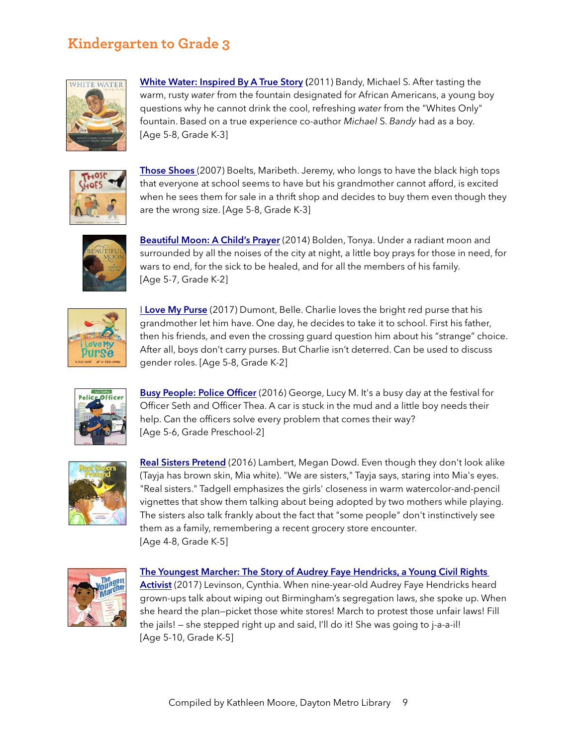## Kindergarten to Grade 3

**White Water: Inspired By A True Story** (2011) Bandy, Michael S. After tasting the warm, rusty *water* from the fountain designated for African Americans, a young boy questions why he cannot drink the cool, refreshing *water* from the "Whites Only" fountain. Based on a true experience co-author *Michael* S. *Bandy* had as a boy. [Age 5-8, Grade K-3]

**Those Shoes** (2007) Boelts, Maribeth. Jeremy, who longs to have the black high tops that everyone at school seems to have but his grandmother cannot afford, is excited when he sees them for sale in a thrift shop and decides to buy them even though they are the wrong size. [Age 5-8, Grade K-3]

**Beautiful Moon: A Child's Prayer** (2014) Bolden, Tonya. Under a radiant moon and surrounded by all the noises of the city at night, a little boy prays for those in need, for wars to end, for the sick to be healed, and for all the members of his family. [Age 5-7, Grade K-2]

**I Love My Purse** (2017) Dumont, Belle. Charlie loves the bright red purse that his grandmother let him have. One day, he decides to take it to school. First his father, then his friends, and even the crossing guard question him about his "strange" choice. After all, boys don't carry purses. But Charlie isn't deterred. Can be used to discuss gender roles. [Age 5-8, Grade K-2]

**Busy People: Police Officer** (2016) George, Lucy M. It's a busy day at the festival for Officer Seth and Officer Thea. A car is stuck in the mud and a little boy needs their help. Can the officers solve every problem that comes their way? [Age 5-6, Grade Preschool-2]

**Real Sisters Pretend** (2016) Lambert, Megan Dowd. Even though they don't look alike (Tayja has brown skin, Mia white). "We are sisters," Tayja says, staring into Mia's eyes. "Real sisters." Tadgell emphasizes the girls' closeness in warm watercolor-and-pencil vignettes that show them talking about being adopted by two mothers while playing. The sisters also talk frankly about the fact that "some people" don't instinctively see them as a family, remembering a recent grocery store encounter. [Age 4-8, Grade K-5]

**The Youngest Marcher: The Story of Audrey Faye Hendricks, a Young Civil Rights Activist** (2017) Levinson, Cynthia. When nine-year-old Audrey Faye Hendricks heard grown-ups talk about wiping out Birmingham's segregation laws, she spoke up. When she heard the plan—picket those white stores! March to protest those unfair laws! Fill the jails! — she stepped right up and said, I'll do it! She was going to j-a-a-il! [Age 5-10, Grade K-5]

Compiled by Kathleen Moore, Dayton Metro Library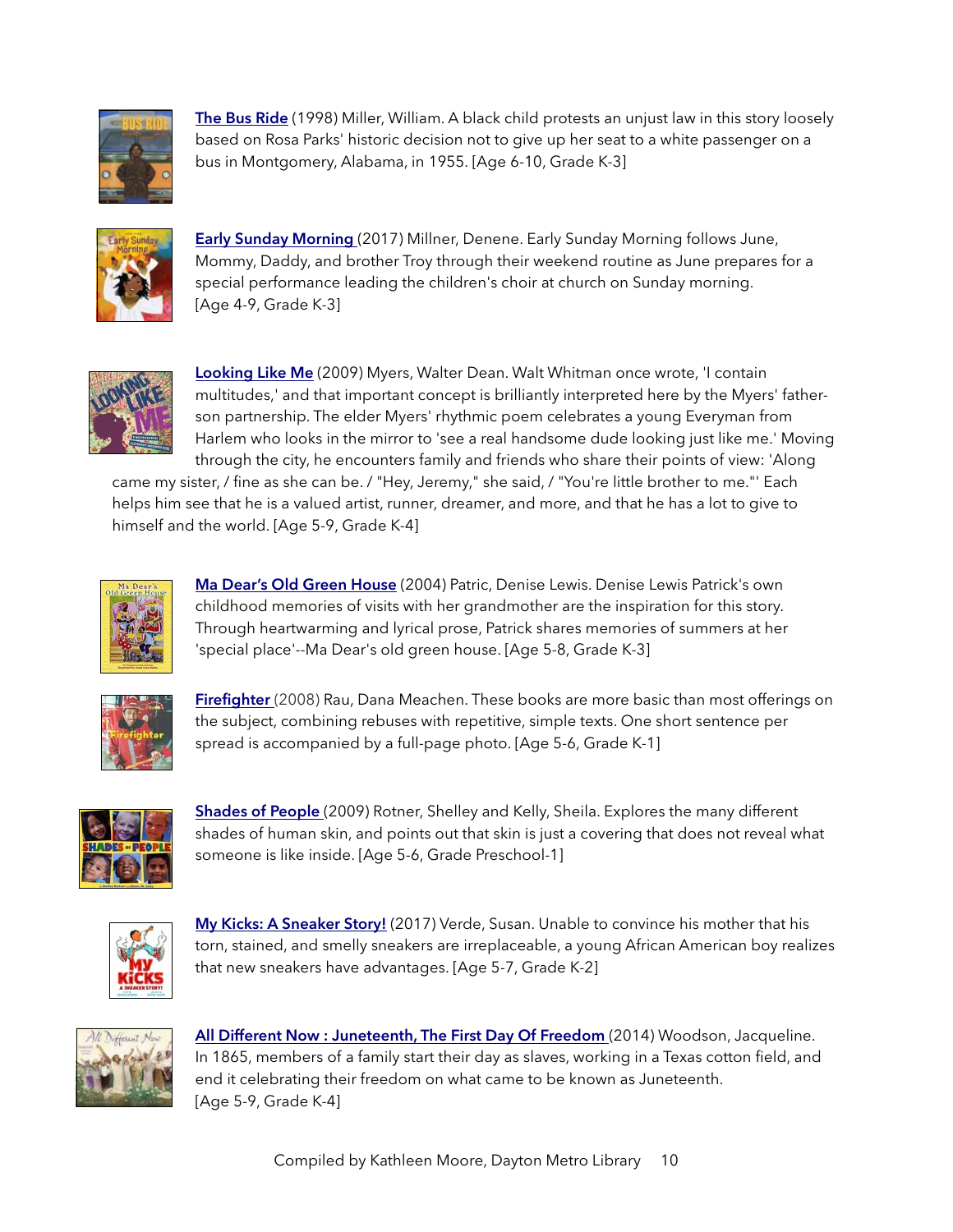**The Bus Ride** (1998) Miller, William. A black child protests an unjust law in this story loosely based on Rosa Parks' historic decision not to give up her seat to a white passenger on a bus in Montgomery, Alabama, in 1955. [Age 6-10, Grade K-3]

**Early Sunday Morning** (2017) Millner, Denene. Early Sunday Morning follows June, Mommy, Daddy, and brother Troy through their weekend routine as June prepares for a special performance leading the children's choir at church on Sunday morning. [Age 4-9, Grade K-3]

**Looking Like Me** (2009) Myers, Walter Dean. Walt Whitman once wrote, 'I contain multitudes,' and that important concept is brilliantly interpreted here by the Myers' father-son partnership. The elder Myers' rhythmic poem celebrates a young Everyman from Harlem who looks in the mirror to 'see a real handsome dude looking just like me.' Moving through the city, he encounters family and friends who share their points of view: 'Along came my sister, / fine as she can be. / "Hey, Jeremy," she said, / "You're little brother to me."' Each helps him see that he is a valued artist, runner, dreamer, and more, and that he has a lot to give to himself and the world. [Age 5-9, Grade K-4]

**Ma Dear's Old Green House** (2004) Patric, Denise Lewis. Denise Lewis Patrick's own childhood memories of visits with her grandmother are the inspiration for this story. Through heartwarming and lyrical prose, Patrick shares memories of summers at her 'special place'--Ma Dear's old green house. [Age 5-8, Grade K-3]

**Firefighter** (2008) Rau, Dana Meachen. These books are more basic than most offerings on the subject, combining rebuses with repetitive, simple texts. One short sentence per spread is accompanied by a full-page photo. [Age 5-6, Grade K-1]

**Shades of People** (2009) Rotner, Shelley and Kelly, Sheila. Explores the many different shades of human skin, and points out that skin is just a covering that does not reveal what someone is like inside. [Age 5-6, Grade Preschool-1]

**My Kicks: A Sneaker Story!** (2017) Verde, Susan. Unable to convince his mother that his torn, stained, and smelly sneakers are irreplaceable, a young African American boy realizes that new sneakers have advantages. [Age 5-7, Grade K-2]

**All Different Now : Juneteenth, The First Day Of Freedom** (2014) Woodson, Jacqueline. In 1865, members of a family start their day as slaves, working in a Texas cotton field, and end it celebrating their freedom on what came to be known as Juneteenth. [Age 5-9, Grade K-4]

Compiled by Kathleen Moore, Dayton Metro Library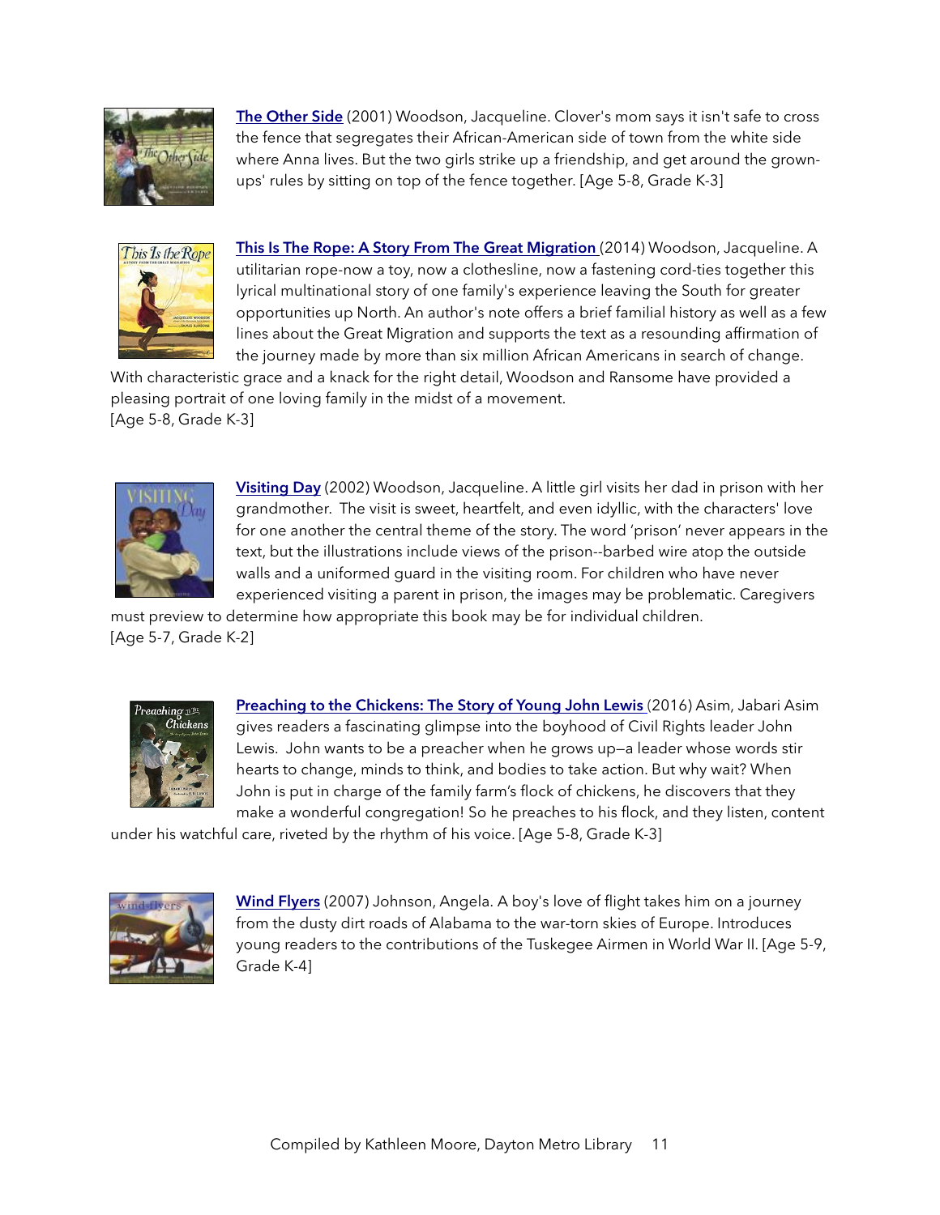**The Other Side** (2001) Woodson, Jacqueline. Clover's mom says it isn't safe to cross the fence that segregates their African-American side of town from the white side where Anna lives. But the two girls strike up a friendship, and get around the grown-ups' rules by sitting on top of the fence together. [Age 5-8, Grade K-3]

**This Is The Rope: A Story From The Great Migration** (2014) Woodson, Jacqueline. A utilitarian rope-now a toy, now a clothesline, now a fastening cord-ties together this lyrical multinational story of one family's experience leaving the South for greater opportunities up North. An author's note offers a brief familial history as well as a few lines about the Great Migration and supports the text as a resounding affirmation of the journey made by more than six million African Americans in search of change. With characteristic grace and a knack for the right detail, Woodson and Ransome have provided a pleasing portrait of one loving family in the midst of a movement. [Age 5-8, Grade K-3]

**Visiting Day** (2002) Woodson, Jacqueline. A little girl visits her dad in prison with her grandmother. The visit is sweet, heartfelt, and even idyllic, with the characters' love for one another the central theme of the story. The word 'prison' never appears in the text, but the illustrations include views of the prison--barbed wire atop the outside walls and a uniformed guard in the visiting room. For children who have never experienced visiting a parent in prison, the images may be problematic. Caregivers must preview to determine how appropriate this book may be for individual children. [Age 5-7, Grade K-2]

**Preaching to the Chickens: The Story of Young John Lewis** (2016) Asim, Jabari Asim gives readers a fascinating glimpse into the boyhood of Civil Rights leader John Lewis. John wants to be a preacher when he grows up—a leader whose words stir hearts to change, minds to think, and bodies to take action. But why wait? When John is put in charge of the family farm's flock of chickens, he discovers that they make a wonderful congregation! So he preaches to his flock, and they listen, content under his watchful care, riveted by the rhythm of his voice. [Age 5-8, Grade K-3]

**Wind Flyers** (2007) Johnson, Angela. A boy's love of flight takes him on a journey from the dusty dirt roads of Alabama to the war-torn skies of Europe. Introduces young readers to the contributions of the Tuskegee Airmen in World War II. [Age 5-9, Grade K-4]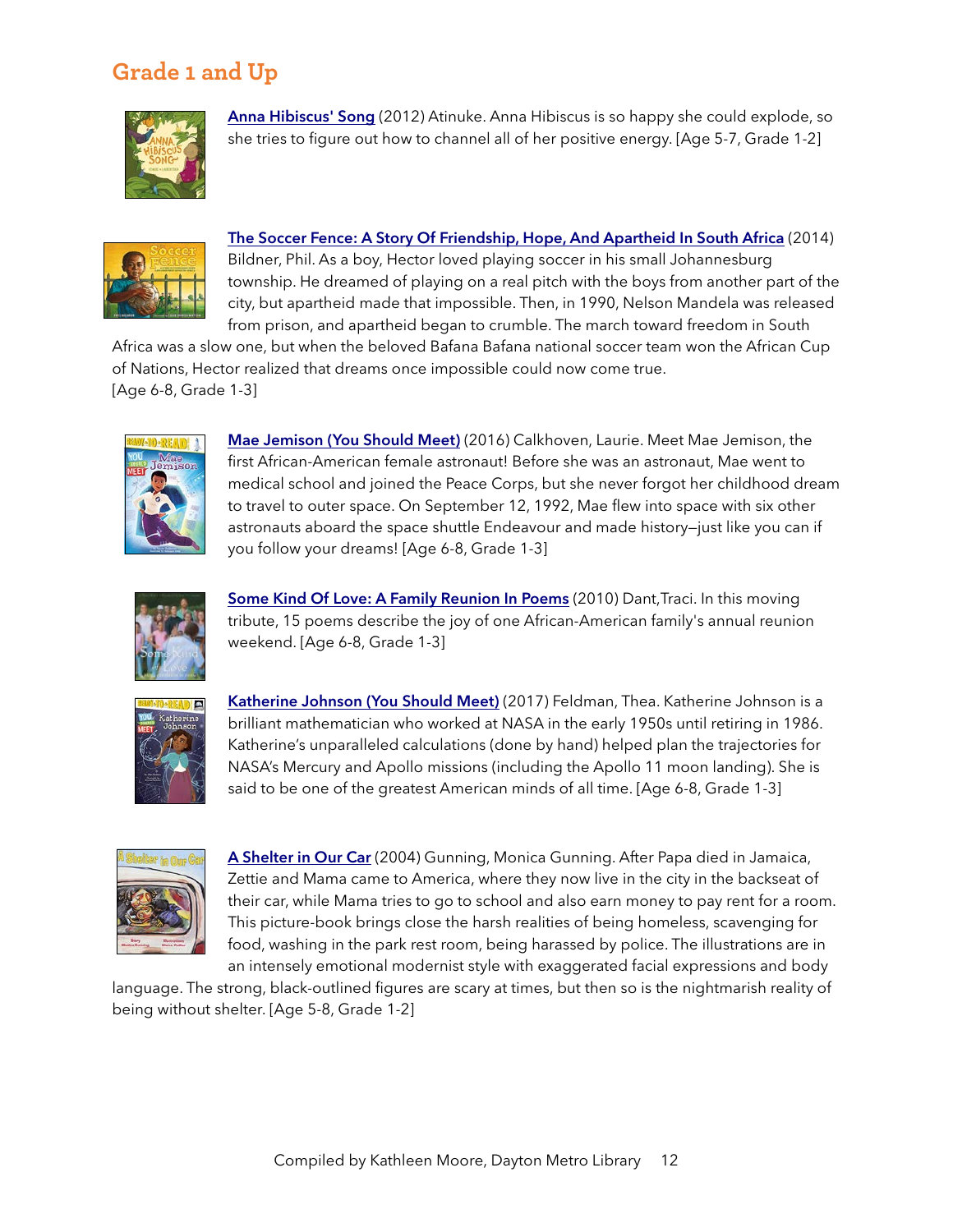## Grade 1 and Up

**Anna Hibiscus' Song** (2012) Atinuke. Anna Hibiscus is so happy she could explode, so she tries to figure out how to channel all of her positive energy. [Age 5-7, Grade 1-2]

**The Soccer Fence: A Story Of Friendship, Hope, And Apartheid In South Africa** (2014) Bildner, Phil. As a boy, Hector loved playing soccer in his small Johannesburg township. He dreamed of playing on a real pitch with the boys from another part of the city, but apartheid made that impossible. Then, in 1990, Nelson Mandela was released from prison, and apartheid began to crumble. The march toward freedom in South Africa was a slow one, but when the beloved Bafana Bafana national soccer team won the African Cup of Nations, Hector realized that dreams once impossible could now come true. [Age 6-8, Grade 1-3]

**Mae Jemison (You Should Meet)** (2016) Calkhoven, Laurie. Meet Mae Jemison, the first African-American female astronaut! Before she was an astronaut, Mae went to medical school and joined the Peace Corps, but she never forgot her childhood dream to travel to outer space. On September 12, 1992, Mae flew into space with six other astronauts aboard the space shuttle Endeavour and made history—just like you can if you follow your dreams! [Age 6-8, Grade 1-3]

**Some Kind Of Love: A Family Reunion In Poems** (2010) Dant,Traci. In this moving tribute, 15 poems describe the joy of one African-American family's annual reunion weekend. [Age 6-8, Grade 1-3]

**Katherine Johnson (You Should Meet)** (2017) Feldman, Thea. Katherine Johnson is a brilliant mathematician who worked at NASA in the early 1950s until retiring in 1986. Katherine's unparalleled calculations (done by hand) helped plan the trajectories for NASA's Mercury and Apollo missions (including the Apollo 11 moon landing). She is said to be one of the greatest American minds of all time. [Age 6-8, Grade 1-3]

**A Shelter in Our Car** (2004) Gunning, Monica Gunning. After Papa died in Jamaica, Zettie and Mama came to America, where they now live in the city in the backseat of their car, while Mama tries to go to school and also earn money to pay rent for a room. This picture-book brings close the harsh realities of being homeless, scavenging for food, washing in the park rest room, being harassed by police. The illustrations are in an intensely emotional modernist style with exaggerated facial expressions and body language. The strong, black-outlined figures are scary at times, but then so is the nightmarish reality of being without shelter. [Age 5-8, Grade 1-2]

Compiled by Kathleen Moore, Dayton Metro Library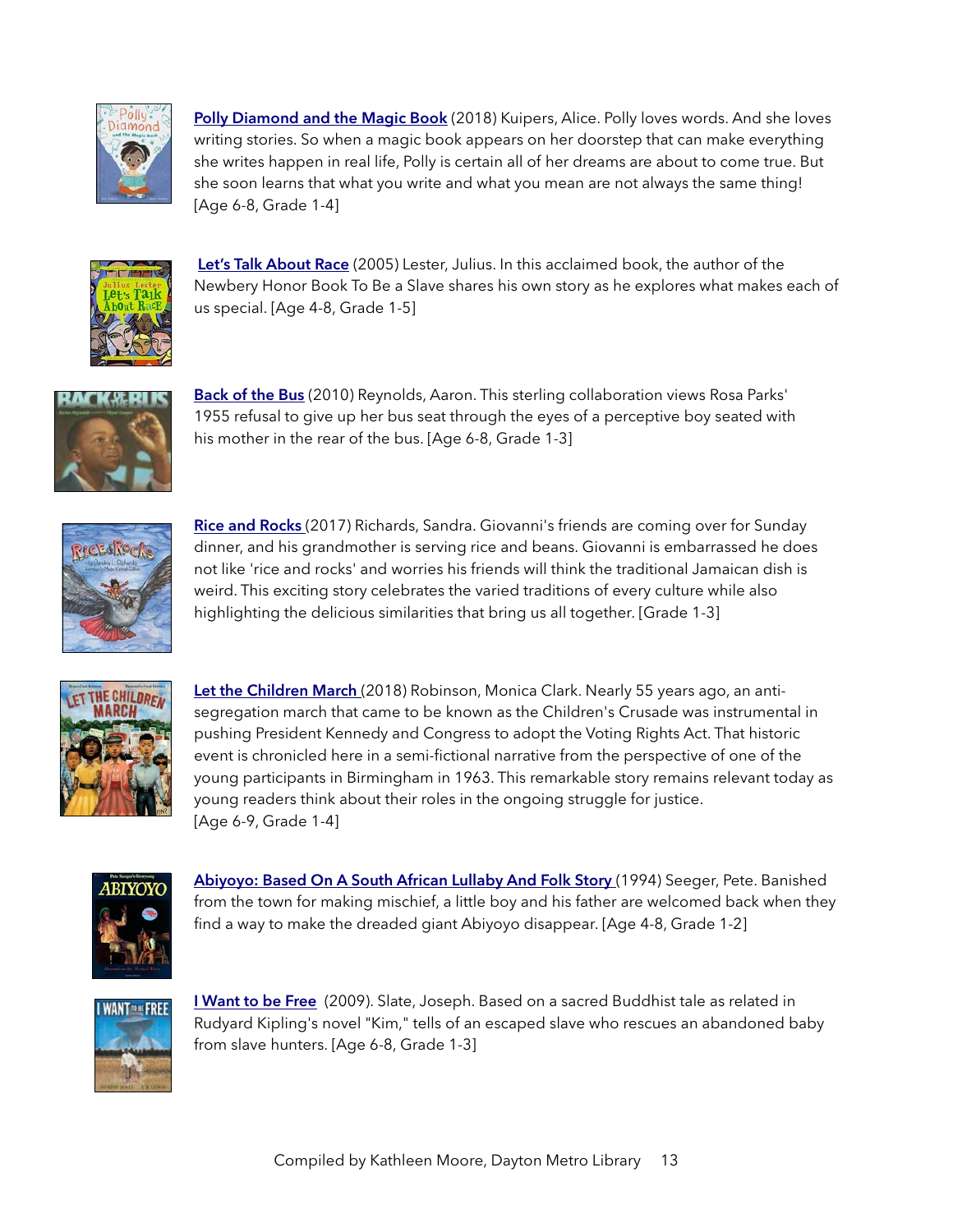**Polly Diamond and the Magic Book** (2018) Kuipers, Alice. Polly loves words. And she loves writing stories. So when a magic book appears on her doorstep that can make everything she writes happen in real life, Polly is certain all of her dreams are about to come true. But she soon learns that what you write and what you mean are not always the same thing! [Age 6-8, Grade 1-4]

**Let's Talk About Race** (2005) Lester, Julius. In this acclaimed book, the author of the Newbery Honor Book To Be a Slave shares his own story as he explores what makes each of us special. [Age 4-8, Grade 1-5]

**Back of the Bus** (2010) Reynolds, Aaron. This sterling collaboration views Rosa Parks' 1955 refusal to give up her bus seat through the eyes of a perceptive boy seated with his mother in the rear of the bus. [Age 6-8, Grade 1-3]

**Rice and Rocks** (2017) Richards, Sandra. Giovanni's friends are coming over for Sunday dinner, and his grandmother is serving rice and beans. Giovanni is embarrassed he does not like 'rice and rocks' and worries his friends will think the traditional Jamaican dish is weird. This exciting story celebrates the varied traditions of every culture while also highlighting the delicious similarities that bring us all together. [Grade 1-3]

**Let the Children March** (2018) Robinson, Monica Clark. Nearly 55 years ago, an anti-segregation march that came to be known as the Children's Crusade was instrumental in pushing President Kennedy and Congress to adopt the Voting Rights Act. That historic event is chronicled here in a semi-fictional narrative from the perspective of one of the young participants in Birmingham in 1963. This remarkable story remains relevant today as young readers think about their roles in the ongoing struggle for justice. [Age 6-9, Grade 1-4]

**Abiyoyo: Based On A South African Lullaby And Folk Story** (1994) Seeger, Pete. Banished from the town for making mischief, a little boy and his father are welcomed back when they find a way to make the dreaded giant Abiyoyo disappear. [Age 4-8, Grade 1-2]

**I Want to be Free** (2009). Slate, Joseph. Based on a sacred Buddhist tale as related in Rudyard Kipling's novel "Kim," tells of an escaped slave who rescues an abandoned baby from slave hunters. [Age 6-8, Grade 1-3]

Compiled by Kathleen Moore, Dayton Metro Library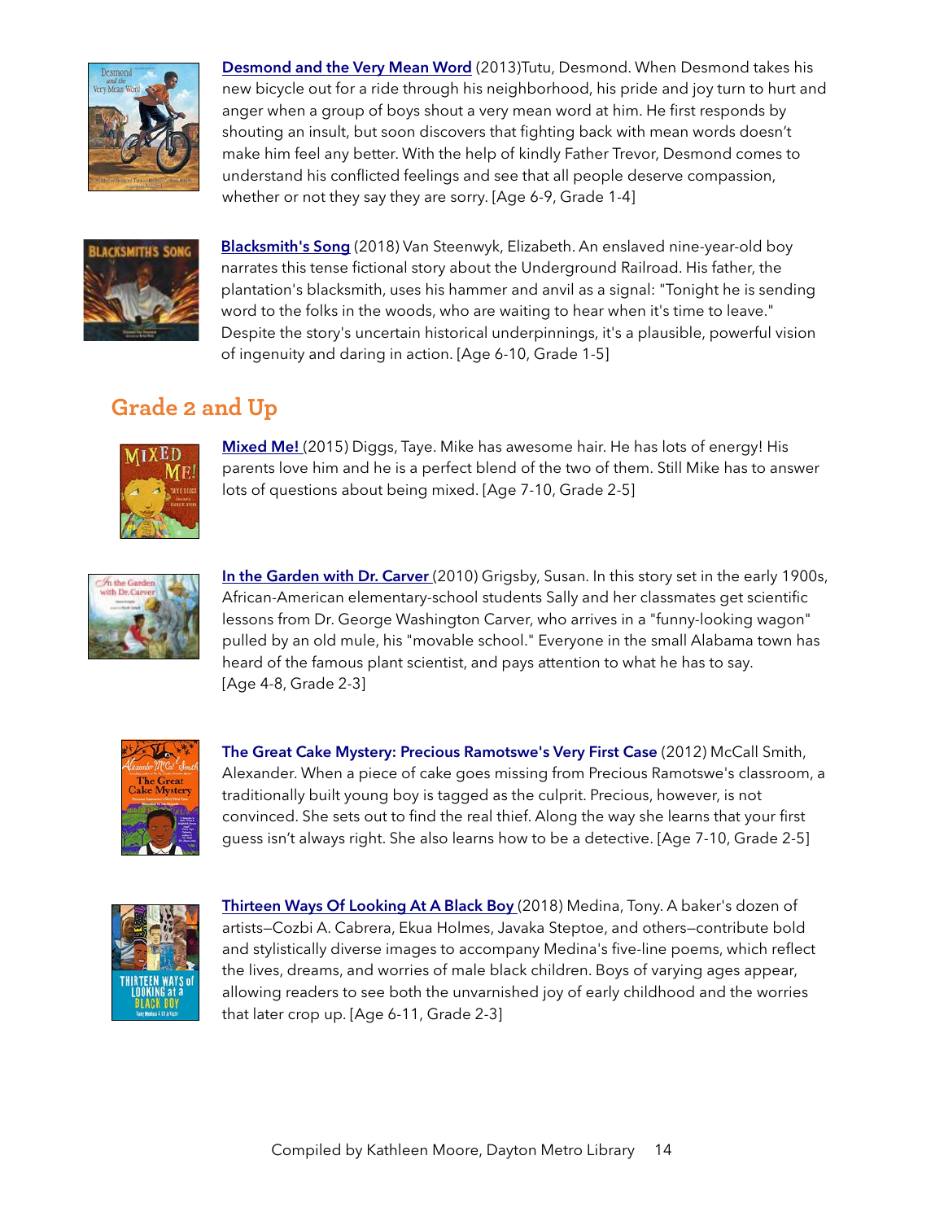**Desmond and the Very Mean Word** (2013)Tutu, Desmond. When Desmond takes his new bicycle out for a ride through his neighborhood, his pride and joy turn to hurt and anger when a group of boys shout a very mean word at him. He first responds by shouting an insult, but soon discovers that fighting back with mean words doesn't make him feel any better. With the help of kindly Father Trevor, Desmond comes to understand his conflicted feelings and see that all people deserve compassion, whether or not they say they are sorry. [Age 6-9, Grade 1-4]

**Blacksmith's Song** (2018) Van Steenwyk, Elizabeth. An enslaved nine-year-old boy narrates this tense fictional story about the Underground Railroad. His father, the plantation's blacksmith, uses his hammer and anvil as a signal: "Tonight he is sending word to the folks in the woods, who are waiting to hear when it's time to leave." Despite the story's uncertain historical underpinnings, it's a plausible, powerful vision of ingenuity and daring in action. [Age 6-10, Grade 1-5]

## Grade 2 and Up

**Mixed Me!** (2015) Diggs, Taye. Mike has awesome hair. He has lots of energy! His parents love him and he is a perfect blend of the two of them. Still Mike has to answer lots of questions about being mixed. [Age 7-10, Grade 2-5]

**In the Garden with Dr. Carver** (2010) Grigsby, Susan. In this story set in the early 1900s, African-American elementary-school students Sally and her classmates get scientific lessons from Dr. George Washington Carver, who arrives in a "funny-looking wagon" pulled by an old mule, his "movable school." Everyone in the small Alabama town has heard of the famous plant scientist, and pays attention to what he has to say. [Age 4-8, Grade 2-3]

**The Great Cake Mystery: Precious Ramotswe's Very First Case** (2012) McCall Smith, Alexander. When a piece of cake goes missing from Precious Ramotswe's classroom, a traditionally built young boy is tagged as the culprit. Precious, however, is not convinced. She sets out to find the real thief. Along the way she learns that your first guess isn't always right. She also learns how to be a detective. [Age 7-10, Grade 2-5]

**Thirteen Ways Of Looking At A Black Boy** (2018) Medina, Tony. A baker's dozen of artists—Cozbi A. Cabrera, Ekua Holmes, Javaka Steptoe, and others—contribute bold and stylistically diverse images to accompany Medina's five-line poems, which reflect the lives, dreams, and worries of male black children. Boys of varying ages appear, allowing readers to see both the unvarnished joy of early childhood and the worries that later crop up. [Age 6-11, Grade 2-3]

Compiled by Kathleen Moore, Dayton Metro Library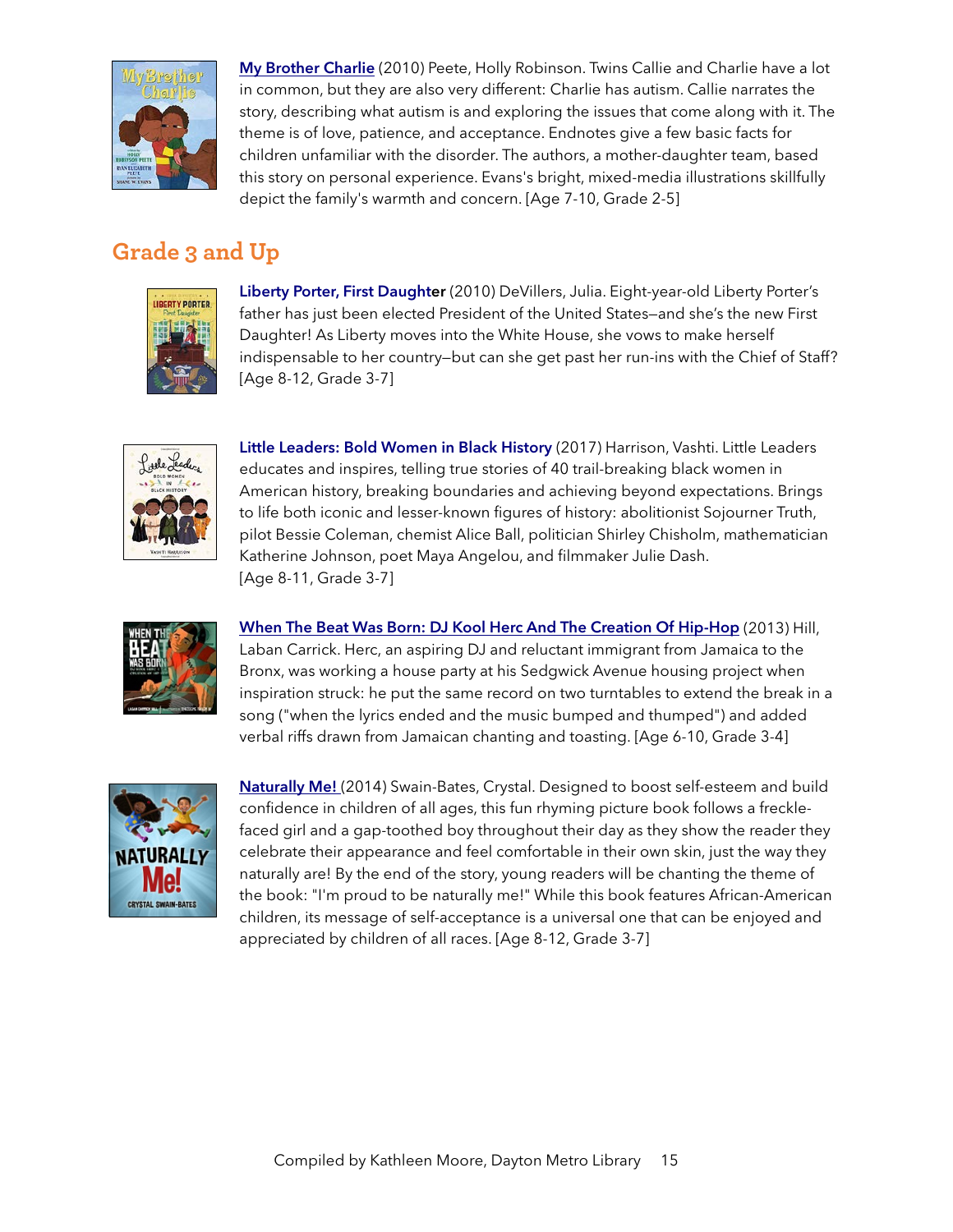**My Brother Charlie** (2010) Peete, Holly Robinson. Twins Callie and Charlie have a lot in common, but they are also very different: Charlie has autism. Callie narrates the story, describing what autism is and exploring the issues that come along with it. The theme is of love, patience, and acceptance. Endnotes give a few basic facts for children unfamiliar with the disorder. The authors, a mother-daughter team, based this story on personal experience. Evans's bright, mixed-media illustrations skillfully depict the family's warmth and concern. [Age 7-10, Grade 2-5]

## Grade 3 and Up

**Liberty Porter, First Daughter** (2010) DeVillers, Julia. Eight-year-old Liberty Porter's father has just been elected President of the United States—and she's the new First Daughter! As Liberty moves into the White House, she vows to make herself indispensable to her country—but can she get past her run-ins with the Chief of Staff? [Age 8-12, Grade 3-7]

**Little Leaders: Bold Women in Black History** (2017) Harrison, Vashti. Little Leaders educates and inspires, telling true stories of 40 trail-breaking black women in American history, breaking boundaries and achieving beyond expectations. Brings to life both iconic and lesser-known figures of history: abolitionist Sojourner Truth, pilot Bessie Coleman, chemist Alice Ball, politician Shirley Chisholm, mathematician Katherine Johnson, poet Maya Angelou, and filmmaker Julie Dash. [Age 8-11, Grade 3-7]

**When The Beat Was Born: DJ Kool Herc And The Creation Of Hip-Hop** (2013) Hill, Laban Carrick. Herc, an aspiring DJ and reluctant immigrant from Jamaica to the Bronx, was working a house party at his Sedgwick Avenue housing project when inspiration struck: he put the same record on two turntables to extend the break in a song ("when the lyrics ended and the music bumped and thumped") and added verbal riffs drawn from Jamaican chanting and toasting. [Age 6-10, Grade 3-4]

**Naturally Me!** (2014) Swain-Bates, Crystal. Designed to boost self-esteem and build confidence in children of all ages, this fun rhyming picture book follows a freckle-faced girl and a gap-toothed boy throughout their day as they show the reader they celebrate their appearance and feel comfortable in their own skin, just the way they naturally are! By the end of the story, young readers will be chanting the theme of the book: "I'm proud to be naturally me!" While this book features African-American children, its message of self-acceptance is a universal one that can be enjoyed and appreciated by children of all races. [Age 8-12, Grade 3-7]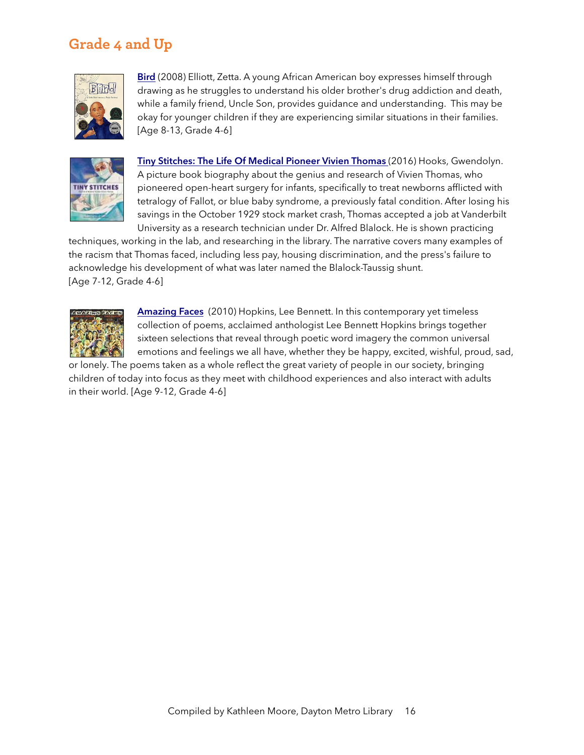## Grade 4 and Up

**Bird** (2008) Elliott, Zetta. A young African American boy expresses himself through drawing as he struggles to understand his older brother's drug addiction and death, while a family friend, Uncle Son, provides guidance and understanding. This may be okay for younger children if they are experiencing similar situations in their families. [Age 8-13, Grade 4-6]

**Tiny Stitches: The Life Of Medical Pioneer Vivien Thomas** (2016) Hooks, Gwendolyn. A picture book biography about the genius and research of Vivien Thomas, who pioneered open-heart surgery for infants, specifically to treat newborns afflicted with tetralogy of Fallot, or blue baby syndrome, a previously fatal condition. After losing his savings in the October 1929 stock market crash, Thomas accepted a job at Vanderbilt University as a research technician under Dr. Alfred Blalock. He is shown practicing techniques, working in the lab, and researching in the library. The narrative covers many examples of the racism that Thomas faced, including less pay, housing discrimination, and the press's failure to acknowledge his development of what was later named the Blalock-Taussig shunt.
[Age 7-12, Grade 4-6]

**Amazing Faces** (2010) Hopkins, Lee Bennett. In this contemporary yet timeless collection of poems, acclaimed anthologist Lee Bennett Hopkins brings together sixteen selections that reveal through poetic word imagery the common universal emotions and feelings we all have, whether they be happy, excited, wishful, proud, sad, or lonely. The poems taken as a whole reflect the great variety of people in our society, bringing children of today into focus as they meet with childhood experiences and also interact with adults in their world. [Age 9-12, Grade 4-6]

Compiled by Kathleen Moore, Dayton Metro Library